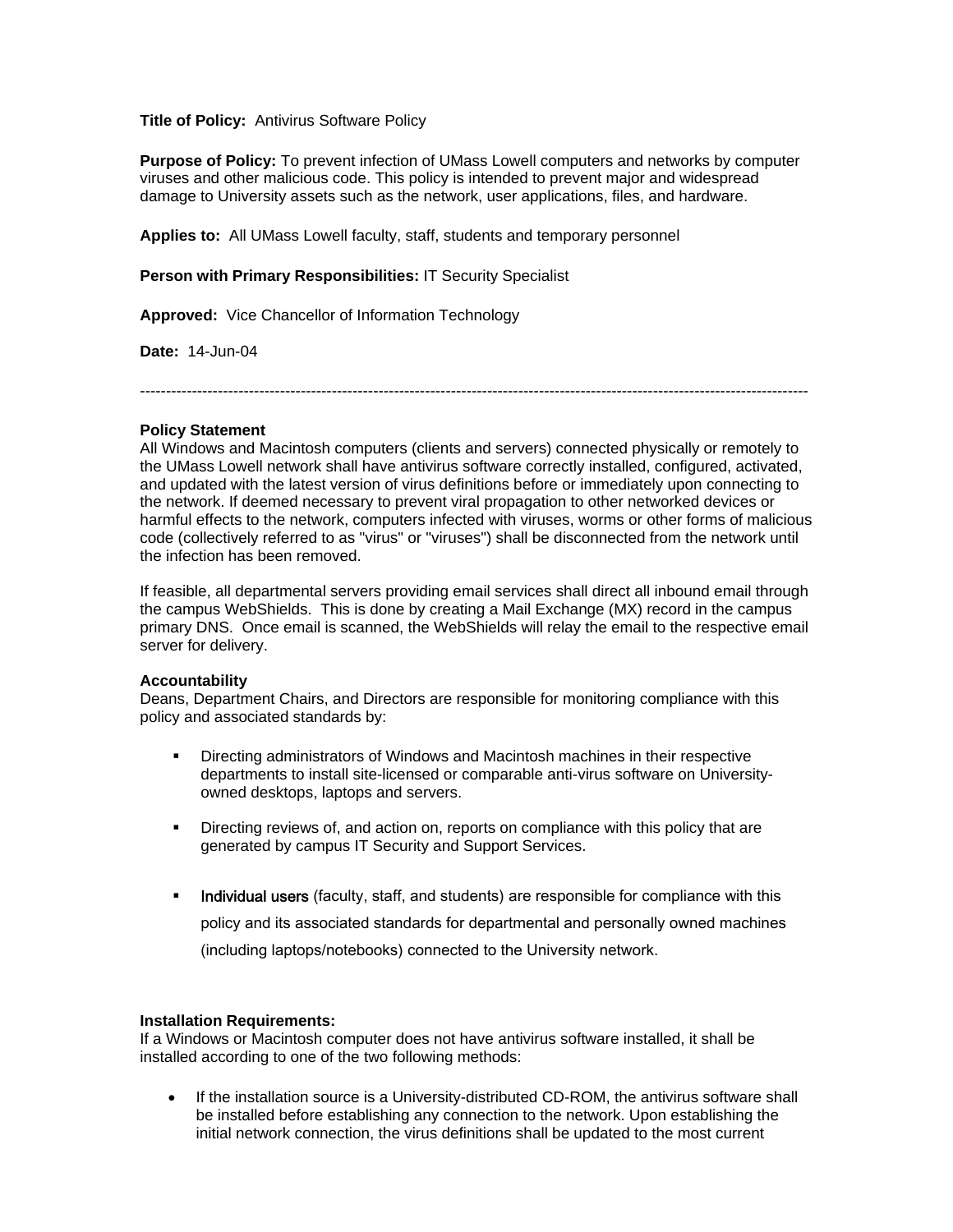**Title of Policy:** Antivirus Software Policy

**Purpose of Policy:** To prevent infection of UMass Lowell computers and networks by computer viruses and other malicious code. This policy is intended to prevent major and widespread damage to University assets such as the network, user applications, files, and hardware.

**Applies to:** All UMass Lowell faculty, staff, students and temporary personnel

**Person with Primary Responsibilities:** IT Security Specialist

**Approved:** Vice Chancellor of Information Technology

**Date:** 14-Jun-04

---

**Policy Statement**

All Windows and Macintosh computers (clients and servers) connected physically or remotely to the UMass Lowell network shall have antivirus software correctly installed, configured, activated, and updated with the latest version of virus definitions before or immediately upon connecting to the network. If deemed necessary to prevent viral propagation to other networked devices or harmful effects to the network, computers infected with viruses, worms or other forms of malicious code (collectively referred to as "virus" or "viruses") shall be disconnected from the network until the infection has been removed.

If feasible, all departmental servers providing email services shall direct all inbound email through the campus WebShields. This is done by creating a Mail Exchange (MX) record in the campus primary DNS. Once email is scanned, the WebShields will relay the email to the respective email server for delivery.

**Accountability**

Deans, Department Chairs, and Directors are responsible for monitoring compliance with this policy and associated standards by:

- Directing administrators of Windows and Macintosh machines in their respective departments to install site-licensed or comparable anti-virus software on University-owned desktops, laptops and servers.
- Directing reviews of, and action on, reports on compliance with this policy that are generated by campus IT Security and Support Services.
- Individual users (faculty, staff, and students) are responsible for compliance with this policy and its associated standards for departmental and personally owned machines (including laptops/notebooks) connected to the University network.

**Installation Requirements:**

If a Windows or Macintosh computer does not have antivirus software installed, it shall be installed according to one of the two following methods:

- If the installation source is a University-distributed CD-ROM, the antivirus software shall be installed before establishing any connection to the network. Upon establishing the initial network connection, the virus definitions shall be updated to the most current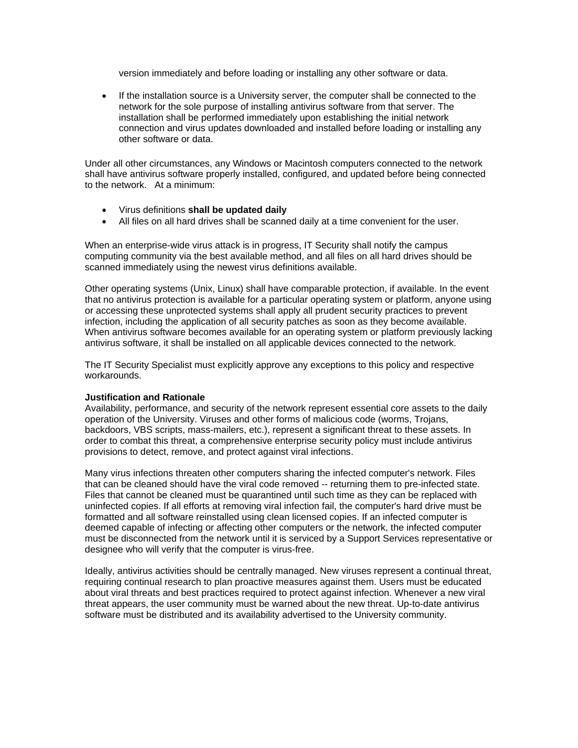version immediately and before loading or installing any other software or data.

- If the installation source is a University server, the computer shall be connected to the network for the sole purpose of installing antivirus software from that server. The installation shall be performed immediately upon establishing the initial network connection and virus updates downloaded and installed before loading or installing any other software or data.

Under all other circumstances, any Windows or Macintosh computers connected to the network shall have antivirus software properly installed, configured, and updated before being connected to the network.   At a minimum:

- Virus definitions **shall be updated daily**
- All files on all hard drives shall be scanned daily at a time convenient for the user.

When an enterprise-wide virus attack is in progress, IT Security shall notify the campus computing community via the best available method, and all files on all hard drives should be scanned immediately using the newest virus definitions available.

Other operating systems (Unix, Linux) shall have comparable protection, if available. In the event that no antivirus protection is available for a particular operating system or platform, anyone using or accessing these unprotected systems shall apply all prudent security practices to prevent infection, including the application of all security patches as soon as they become available. When antivirus software becomes available for an operating system or platform previously lacking antivirus software, it shall be installed on all applicable devices connected to the network.

The IT Security Specialist must explicitly approve any exceptions to this policy and respective workarounds.

**Justification and Rationale**

Availability, performance, and security of the network represent essential core assets to the daily operation of the University. Viruses and other forms of malicious code (worms, Trojans, backdoors, VBS scripts, mass-mailers, etc.), represent a significant threat to these assets. In order to combat this threat, a comprehensive enterprise security policy must include antivirus provisions to detect, remove, and protect against viral infections.

Many virus infections threaten other computers sharing the infected computer's network. Files that can be cleaned should have the viral code removed -- returning them to pre-infected state. Files that cannot be cleaned must be quarantined until such time as they can be replaced with uninfected copies. If all efforts at removing viral infection fail, the computer's hard drive must be formatted and all software reinstalled using clean licensed copies. If an infected computer is deemed capable of infecting or affecting other computers or the network, the infected computer must be disconnected from the network until it is serviced by a Support Services representative or designee who will verify that the computer is virus-free.

Ideally, antivirus activities should be centrally managed. New viruses represent a continual threat, requiring continual research to plan proactive measures against them. Users must be educated about viral threats and best practices required to protect against infection. Whenever a new viral threat appears, the user community must be warned about the new threat. Up-to-date antivirus software must be distributed and its availability advertised to the University community.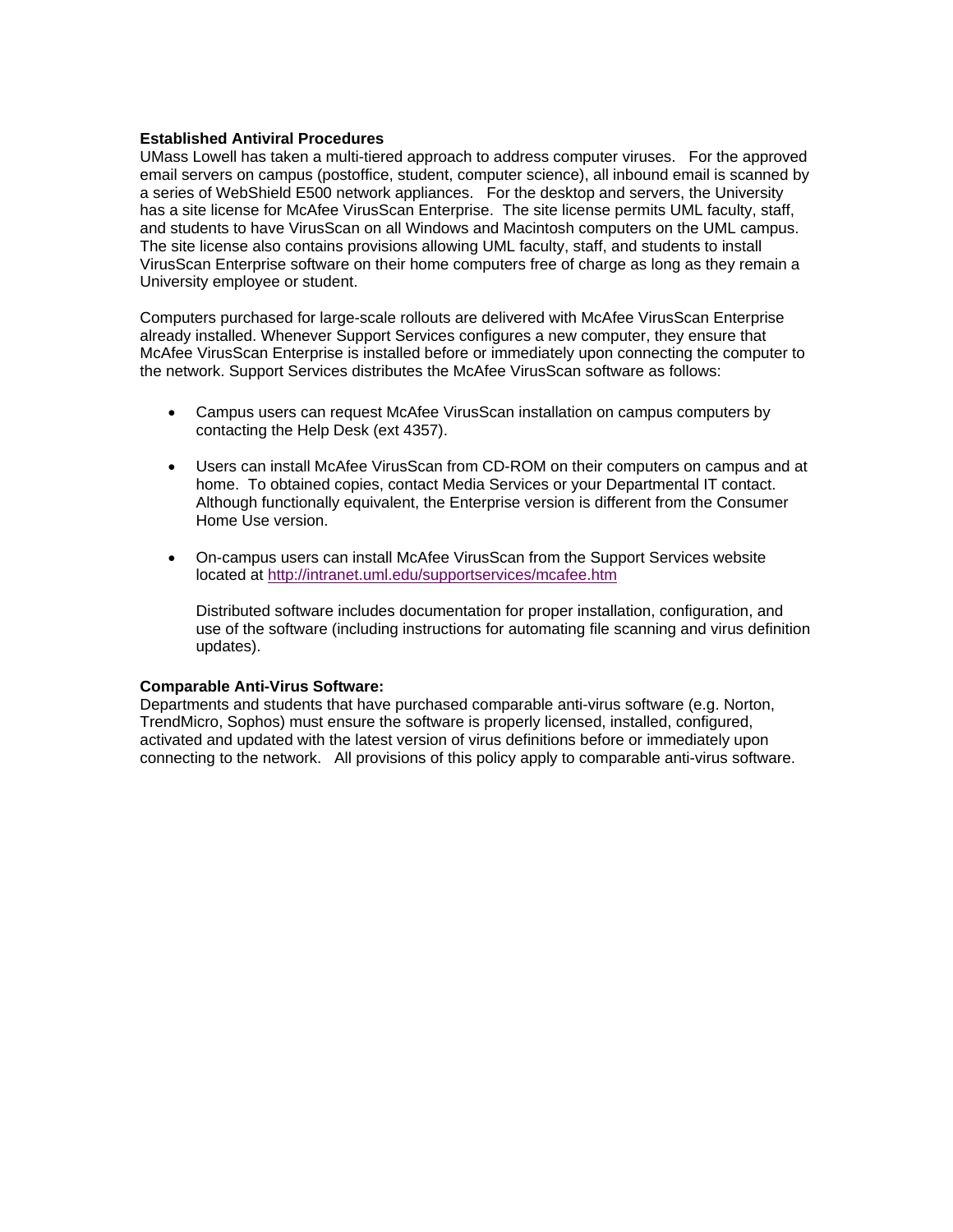**Established Antiviral Procedures**

UMass Lowell has taken a multi-tiered approach to address computer viruses. For the approved email servers on campus (postoffice, student, computer science), all inbound email is scanned by a series of WebShield E500 network appliances. For the desktop and servers, the University has a site license for McAfee VirusScan Enterprise. The site license permits UML faculty, staff, and students to have VirusScan on all Windows and Macintosh computers on the UML campus. The site license also contains provisions allowing UML faculty, staff, and students to install VirusScan Enterprise software on their home computers free of charge as long as they remain a University employee or student.

Computers purchased for large-scale rollouts are delivered with McAfee VirusScan Enterprise already installed. Whenever Support Services configures a new computer, they ensure that McAfee VirusScan Enterprise is installed before or immediately upon connecting the computer to the network. Support Services distributes the McAfee VirusScan software as follows:

- Campus users can request McAfee VirusScan installation on campus computers by contacting the Help Desk (ext 4357).
- Users can install McAfee VirusScan from CD-ROM on their computers on campus and at home. To obtained copies, contact Media Services or your Departmental IT contact. Although functionally equivalent, the Enterprise version is different from the Consumer Home Use version.
- On-campus users can install McAfee VirusScan from the Support Services website located at http://intranet.uml.edu/supportservices/mcafee.htm

  Distributed software includes documentation for proper installation, configuration, and use of the software (including instructions for automating file scanning and virus definition updates).

**Comparable Anti-Virus Software:**

Departments and students that have purchased comparable anti-virus software (e.g. Norton, TrendMicro, Sophos) must ensure the software is properly licensed, installed, configured, activated and updated with the latest version of virus definitions before or immediately upon connecting to the network. All provisions of this policy apply to comparable anti-virus software.